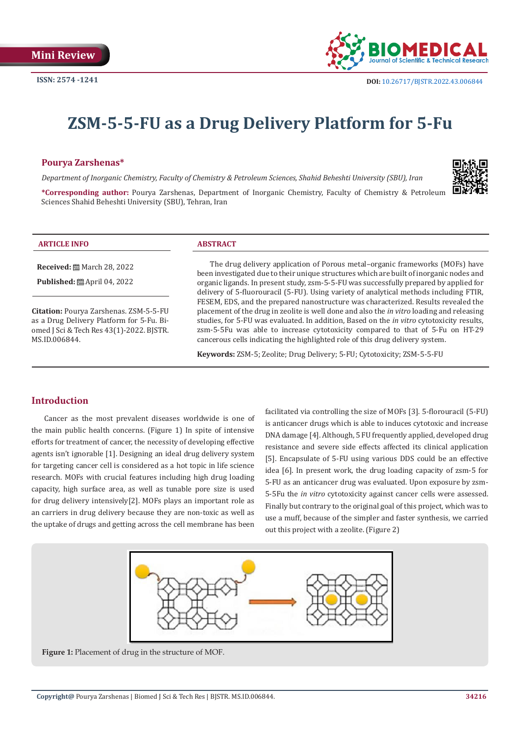Mini Review

ISSN: 2574 -1241

DOI: 10.26717/BJSTR.2022.43.006844

# ZSM-5-5-FU as a Drug Delivery Platform for 5-Fu

**Pourya Zarshenas***

*Department of Inorganic Chemistry, Faculty of Chemistry & Petroleum Sciences, Shahid Beheshti University (SBU), Iran*

***Corresponding author:** Pourya Zarshenas, Department of Inorganic Chemistry, Faculty of Chemistry & Petroleum Sciences Shahid Beheshti University (SBU), Tehran, Iran

**ARTICLE INFO**

**Received:** March 28, 2022

**Published:** April 04, 2022

**Citation:** Pourya Zarshenas. ZSM-5-5-FU as a Drug Delivery Platform for 5-Fu. Biomed J Sci & Tech Res 43(1)-2022. BJSTR. MS.ID.006844.

**ABSTRACT**

The drug delivery application of Porous metal–organic frameworks (MOFs) have been investigated due to their unique structures which are built of inorganic nodes and organic ligands. In present study, zsm-5-5-FU was successfully prepared by applied for delivery of 5-fluorouracil (5-FU). Using variety of analytical methods including FTIR, FESEM, EDS, and the prepared nanostructure was characterized. Results revealed the placement of the drug in zeolite is well done and also the *in vitro* loading and releasing studies, for 5-FU was evaluated. In addition, Based on the *in vitro* cytotoxicity results, zsm-5-5Fu was able to increase cytotoxicity compared to that of 5-Fu on HT-29 cancerous cells indicating the highlighted role of this drug delivery system.

**Keywords:** ZSM-5; Zeolite; Drug Delivery; 5-FU; Cytotoxicity; ZSM-5-5-FU

## Introduction

Cancer as the most prevalent diseases worldwide is one of the main public health concerns. (Figure 1) In spite of intensive efforts for treatment of cancer, the necessity of developing effective agents isn't ignorable [1]. Designing an ideal drug delivery system for targeting cancer cell is considered as a hot topic in life science research. MOFs with crucial features including high drug loading capacity, high surface area, as well as tunable pore size is used for drug delivery intensively[2]. MOFs plays an important role as an carriers in drug delivery because they are non-toxic as well as the uptake of drugs and getting across the cell membrane has been facilitated via controlling the size of MOFs [3]. 5-florouracil (5-FU) is anticancer drugs which is able to induces cytotoxic and increase DNA damage [4]. Although, 5 FU frequently applied, developed drug resistance and severe side effects affected its clinical application [5]. Encapsulate of 5-FU using various DDS could be an effective idea [6]. In present work, the drug loading capacity of zsm-5 for 5-FU as an anticancer drug was evaluated. Upon exposure by zsm-5-5Fu the *in vitro* cytotoxicity against cancer cells were assessed. Finally but contrary to the original goal of this project, which was to use a muff, because of the simpler and faster synthesis, we carried out this project with a zeolite. (Figure 2)

**Figure 1:** Placement of drug in the structure of MOF.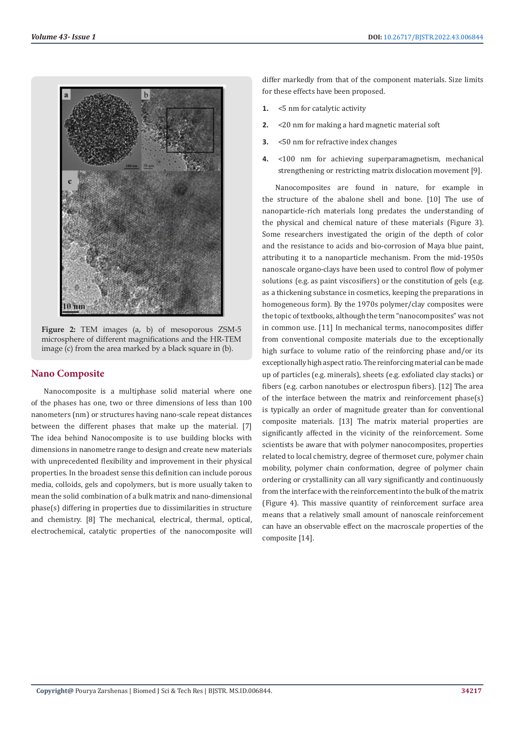**Figure 2:** TEM images (a, b) of mesoporous ZSM-5 microsphere of different magnifications and the HR-TEM image (c) from the area marked by a black square in (b).

## Nano Composite

Nanocomposite is a multiphase solid material where one of the phases has one, two or three dimensions of less than 100 nanometers (nm) or structures having nano-scale repeat distances between the different phases that make up the material. [7] The idea behind Nanocomposite is to use building blocks with dimensions in nanometre range to design and create new materials with unprecedented flexibility and improvement in their physical properties. In the broadest sense this definition can include porous media, colloids, gels and copolymers, but is more usually taken to mean the solid combination of a bulk matrix and nano-dimensional phase(s) differing in properties due to dissimilarities in structure and chemistry. [8] The mechanical, electrical, thermal, optical, electrochemical, catalytic properties of the nanocomposite will differ markedly from that of the component materials. Size limits for these effects have been proposed.

1. <5 nm for catalytic activity
2. <20 nm for making a hard magnetic material soft
3. <50 nm for refractive index changes
4. <100 nm for achieving superparamagnetism, mechanical strengthening or restricting matrix dislocation movement [9].

Nanocomposites are found in nature, for example in the structure of the abalone shell and bone. [10] The use of nanoparticle-rich materials long predates the understanding of the physical and chemical nature of these materials (Figure 3). Some researchers investigated the origin of the depth of color and the resistance to acids and bio-corrosion of Maya blue paint, attributing it to a nanoparticle mechanism. From the mid-1950s nanoscale organo-clays have been used to control flow of polymer solutions (e.g. as paint viscosifiers) or the constitution of gels (e.g. as a thickening substance in cosmetics, keeping the preparations in homogeneous form). By the 1970s polymer/clay composites were the topic of textbooks, although the term "nanocomposites" was not in common use. [11] In mechanical terms, nanocomposites differ from conventional composite materials due to the exceptionally high surface to volume ratio of the reinforcing phase and/or its exceptionally high aspect ratio. The reinforcing material can be made up of particles (e.g. minerals), sheets (e.g. exfoliated clay stacks) or fibers (e.g. carbon nanotubes or electrospun fibers). [12] The area of the interface between the matrix and reinforcement phase(s) is typically an order of magnitude greater than for conventional composite materials. [13] The matrix material properties are significantly affected in the vicinity of the reinforcement. Some scientists be aware that with polymer nanocomposites, properties related to local chemistry, degree of thermoset cure, polymer chain mobility, polymer chain conformation, degree of polymer chain ordering or crystallinity can all vary significantly and continuously from the interface with the reinforcement into the bulk of the matrix (Figure 4). This massive quantity of reinforcement surface area means that a relatively small amount of nanoscale reinforcement can have an observable effect on the macroscale properties of the composite [14].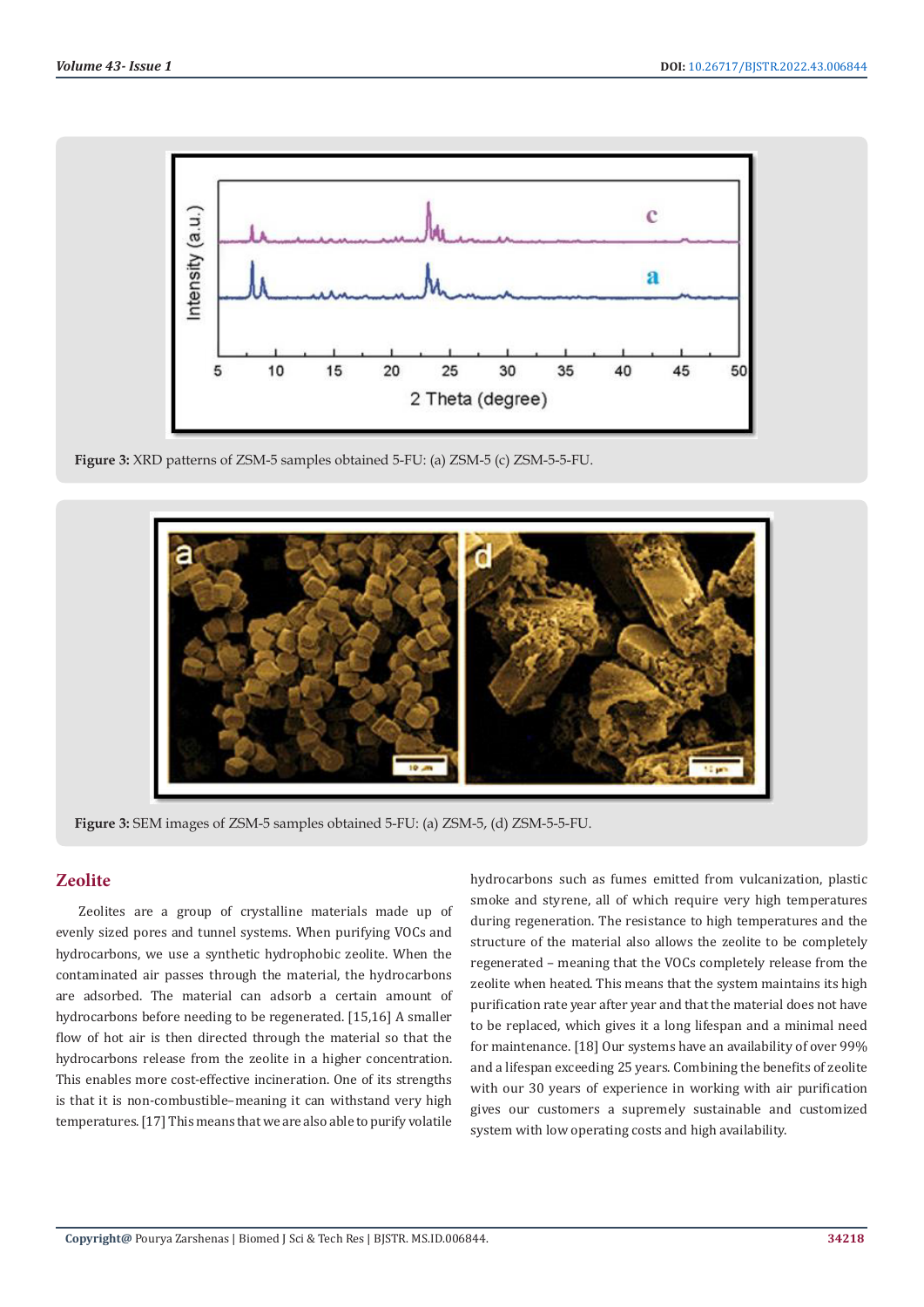Figure 3: XRD patterns of ZSM-5 samples obtained 5-FU: (a) ZSM-5 (c) ZSM-5-5-FU.

Figure 3: SEM images of ZSM-5 samples obtained 5-FU: (a) ZSM-5, (d) ZSM-5-5-FU.

## Zeolite

Zeolites are a group of crystalline materials made up of evenly sized pores and tunnel systems. When purifying VOCs and hydrocarbons, we use a synthetic hydrophobic zeolite. When the contaminated air passes through the material, the hydrocarbons are adsorbed. The material can adsorb a certain amount of hydrocarbons before needing to be regenerated. [15,16] A smaller flow of hot air is then directed through the material so that the hydrocarbons release from the zeolite in a higher concentration. This enables more cost-effective incineration. One of its strengths is that it is non-combustible–meaning it can withstand very high temperatures. [17] This means that we are also able to purify volatile hydrocarbons such as fumes emitted from vulcanization, plastic smoke and styrene, all of which require very high temperatures during regeneration. The resistance to high temperatures and the structure of the material also allows the zeolite to be completely regenerated – meaning that the VOCs completely release from the zeolite when heated. This means that the system maintains its high purification rate year after year and that the material does not have to be replaced, which gives it a long lifespan and a minimal need for maintenance. [18] Our systems have an availability of over 99% and a lifespan exceeding 25 years. Combining the benefits of zeolite with our 30 years of experience in working with air purification gives our customers a supremely sustainable and customized system with low operating costs and high availability.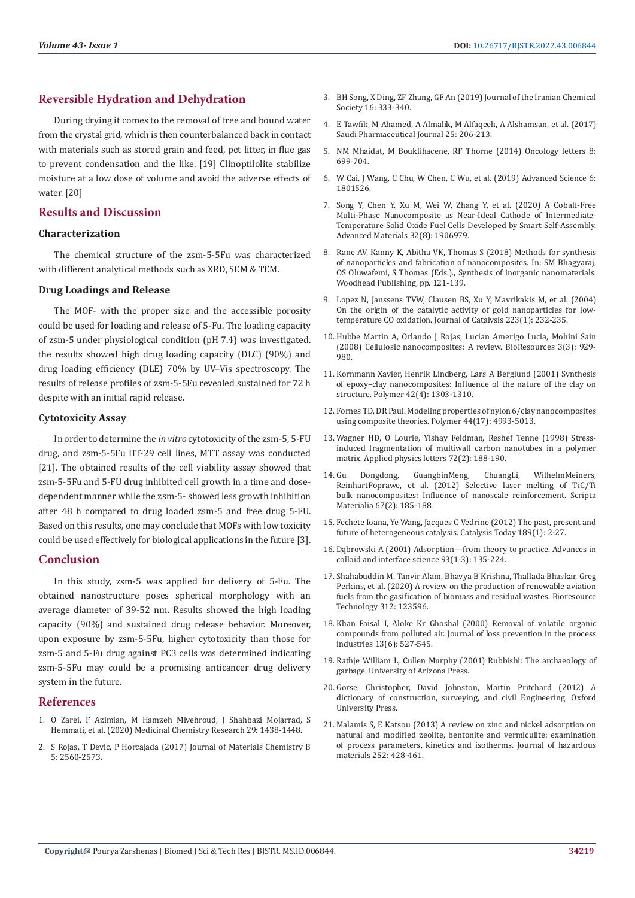## Reversible Hydration and Dehydration

During drying it comes to the removal of free and bound water from the crystal grid, which is then counterbalanced back in contact with materials such as stored grain and feed, pet litter, in flue gas to prevent condensation and the like. [19] Clinoptilolite stabilize moisture at a low dose of volume and avoid the adverse effects of water. [20]

## Results and Discussion

### Characterization

The chemical structure of the zsm-5-5Fu was characterized with different analytical methods such as XRD, SEM & TEM.

### Drug Loadings and Release

The MOF- with the proper size and the accessible porosity could be used for loading and release of 5-Fu. The loading capacity of zsm-5 under physiological condition (pH 7.4) was investigated. the results showed high drug loading capacity (DLC) (90%) and drug loading efficiency (DLE) 70% by UV–Vis spectroscopy. The results of release profiles of zsm-5-5Fu revealed sustained for 72 h despite with an initial rapid release.

### Cytotoxicity Assay

In order to determine the *in vitro* cytotoxicity of the zsm-5, 5-FU drug, and zsm-5-5Fu HT-29 cell lines, MTT assay was conducted [21]. The obtained results of the cell viability assay showed that zsm-5-5Fu and 5-FU drug inhibited cell growth in a time and dose-dependent manner while the zsm-5- showed less growth inhibition after 48 h compared to drug loaded zsm-5 and free drug 5-FU. Based on this results, one may conclude that MOFs with low toxicity could be used effectively for biological applications in the future [3].

## Conclusion

In this study, zsm-5 was applied for delivery of 5-Fu. The obtained nanostructure poses spherical morphology with an average diameter of 39-52 nm. Results showed the high loading capacity (90%) and sustained drug release behavior. Moreover, upon exposure by zsm-5-5Fu, higher cytotoxicity than those for zsm-5 and 5-Fu drug against PC3 cells was determined indicating zsm-5-5Fu may could be a promising anticancer drug delivery system in the future.

## References

1. O Zarei, F Azimian, M Hamzeh Mivehroud, J Shahbazi Mojarrad, S Hemmati, et al. (2020) Medicinal Chemistry Research 29: 1438-1448.
2. S Rojas, T Devic, P Horcajada (2017) Journal of Materials Chemistry B 5: 2560-2573.
3. BH Song, X Ding, ZF Zhang, GF An (2019) Journal of the Iranian Chemical Society 16: 333-340.
4. E Tawfik, M Ahamed, A Almalik, M Alfaqeeh, A Alshamsan, et al. (2017) Saudi Pharmaceutical Journal 25: 206-213.
5. NM Mhaidat, M Bouklihacene, RF Thorne (2014) Oncology letters 8: 699-704.
6. W Cai, J Wang, C Chu, W Chen, C Wu, et al. (2019) Advanced Science 6: 1801526.
7. Song Y, Chen Y, Xu M, Wei W, Zhang Y, et al. (2020) A Cobalt-Free Multi-Phase Nanocomposite as Near-Ideal Cathode of Intermediate-Temperature Solid Oxide Fuel Cells Developed by Smart Self-Assembly. Advanced Materials 32(8): 1906979.
8. Rane AV, Kanny K, Abitha VK, Thomas S (2018) Methods for synthesis of nanoparticles and fabrication of nanocomposites. In: SM Bhagyaraj, OS Oluwafemi, S Thomas (Eds.)., Synthesis of inorganic nanomaterials. Woodhead Publishing, pp. 121-139.
9. Lopez N, Janssens TVW, Clausen BS, Xu Y, Mavrikakis M, et al. (2004) On the origin of the catalytic activity of gold nanoparticles for low-temperature CO oxidation. Journal of Catalysis 223(1): 232-235.
10. Hubbe Martin A, Orlando J Rojas, Lucian Amerigo Lucia, Mohini Sain (2008) Cellulosic nanocomposites: A review. BioResources 3(3): 929-980.
11. Kornmann Xavier, Henrik Lindberg, Lars A Berglund (2001) Synthesis of epoxy–clay nanocomposites: Influence of the nature of the clay on structure. Polymer 42(4): 1303-1310.
12. Fornes TD, DR Paul. Modeling properties of nylon 6/clay nanocomposites using composite theories. Polymer 44(17): 4993-5013.
13. Wagner HD, O Lourie, Yishay Feldman, Reshef Tenne (1998) Stress-induced fragmentation of multiwall carbon nanotubes in a polymer matrix. Applied physics letters 72(2): 188-190.
14. Gu Dongdong, GuangbinMeng, ChuangLi, WilhelmMeiners, ReinhartPoprawe, et al. (2012) Selective laser melting of TiC/Ti bulk nanocomposites: Influence of nanoscale reinforcement. Scripta Materialia 67(2): 185-188.
15. Fechete Ioana, Ye Wang, Jacques C Vedrine (2012) The past, present and future of heterogeneous catalysis. Catalysis Today 189(1): 2-27.
16. Dąbrowski A (2001) Adsorption—from theory to practice. Advances in colloid and interface science 93(1-3): 135-224.
17. Shahabuddin M, Tanvir Alam, Bhavya B Krishna, Thallada Bhaskar, Greg Perkins, et al. (2020) A review on the production of renewable aviation fuels from the gasification of biomass and residual wastes. Bioresource Technology 312: 123596.
18. Khan Faisal I, Aloke Kr Ghoshal (2000) Removal of volatile organic compounds from polluted air. Journal of loss prevention in the process industries 13(6): 527-545.
19. Rathje William L, Cullen Murphy (2001) Rubbish!: The archaeology of garbage. University of Arizona Press.
20. Gorse, Christopher, David Johnston, Martin Pritchard (2012) A dictionary of construction, surveying, and civil Engineering. Oxford University Press.
21. Malamis S, E Katsou (2013) A review on zinc and nickel adsorption on natural and modified zeolite, bentonite and vermiculite: examination of process parameters, kinetics and isotherms. Journal of hazardous materials 252: 428-461.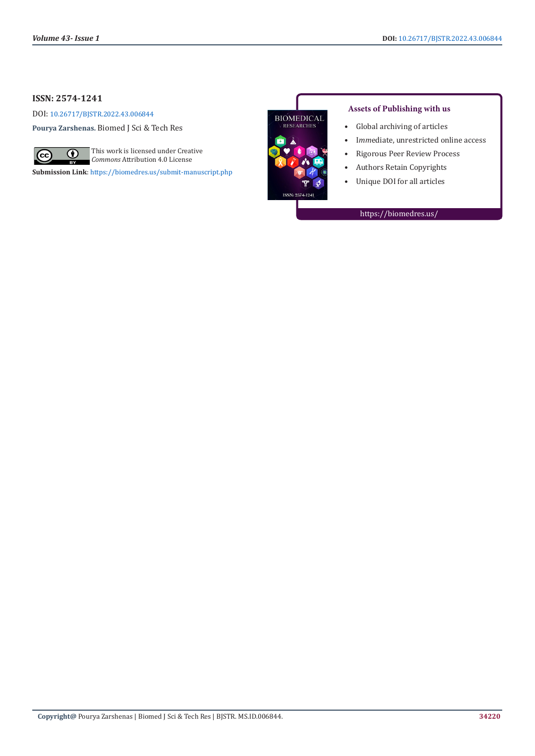**ISSN: 2574-1241**

DOI: 10.26717/BJSTR.2022.43.006844

**Pourya Zarshenas.** Biomed J Sci & Tech Res

This work is licensed under Creative *Commons* Attribution 4.0 License

**Submission Link**: https://biomedres.us/submit-manuscript.php

### Assets of Publishing with us

- Global archiving of articles
- Immediate, unrestricted online access
- Rigorous Peer Review Process
- Authors Retain Copyrights
- Unique DOI for all articles

https://biomedres.us/